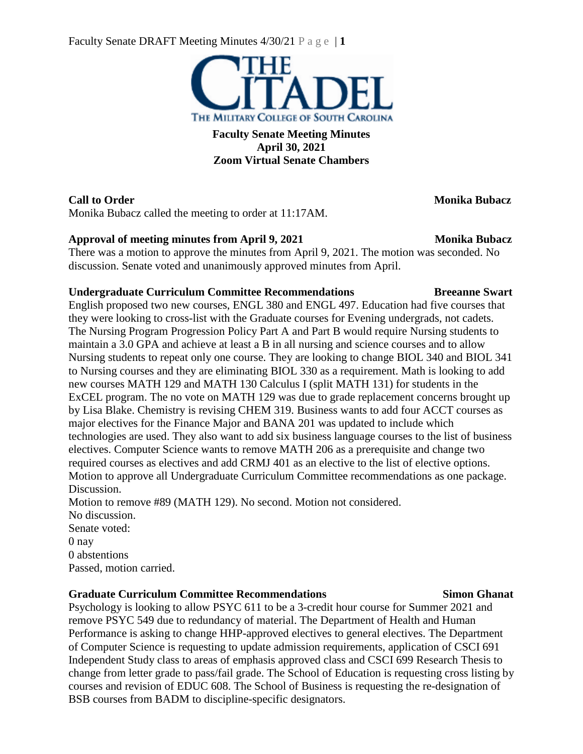THE CITADEL
THE MILITARY COLLEGE OF SOUTH CAROLINA

**Faculty Senate Meeting Minutes**
**April 30, 2021**
**Zoom Virtual Senate Chambers**

**Call to Order** **Monika Bubacz**

Monika Bubacz called the meeting to order at 11:17AM.

**Approval of meeting minutes from April 9, 2021** **Monika Bubacz**

There was a motion to approve the minutes from April 9, 2021. The motion was seconded. No discussion. Senate voted and unanimously approved minutes from April.

**Undergraduate Curriculum Committee Recommendations** **Breeanne Swart**

English proposed two new courses, ENGL 380 and ENGL 497. Education had five courses that they were looking to cross-list with the Graduate courses for Evening undergrads, not cadets. The Nursing Program Progression Policy Part A and Part B would require Nursing students to maintain a 3.0 GPA and achieve at least a B in all nursing and science courses and to allow Nursing students to repeat only one course. They are looking to change BIOL 340 and BIOL 341 to Nursing courses and they are eliminating BIOL 330 as a requirement. Math is looking to add new courses MATH 129 and MATH 130 Calculus I (split MATH 131) for students in the ExCEL program. The no vote on MATH 129 was due to grade replacement concerns brought up by Lisa Blake. Chemistry is revising CHEM 319. Business wants to add four ACCT courses as major electives for the Finance Major and BANA 201 was updated to include which technologies are used. They also want to add six business language courses to the list of business electives. Computer Science wants to remove MATH 206 as a prerequisite and change two required courses as electives and add CRMJ 401 as an elective to the list of elective options.

Motion to approve all Undergraduate Curriculum Committee recommendations as one package.

Discussion.

Motion to remove #89 (MATH 129). No second. Motion not considered.

No discussion.

Senate voted:

0 nay

0 abstentions

Passed, motion carried.

**Graduate Curriculum Committee Recommendations** **Simon Ghanat**

Psychology is looking to allow PSYC 611 to be a 3-credit hour course for Summer 2021 and remove PSYC 549 due to redundancy of material. The Department of Health and Human Performance is asking to change HHP-approved electives to general electives. The Department of Computer Science is requesting to update admission requirements, application of CSCI 691 Independent Study class to areas of emphasis approved class and CSCI 699 Research Thesis to change from letter grade to pass/fail grade. The School of Education is requesting cross listing by courses and revision of EDUC 608. The School of Business is requesting the re-designation of BSB courses from BADM to discipline-specific designators.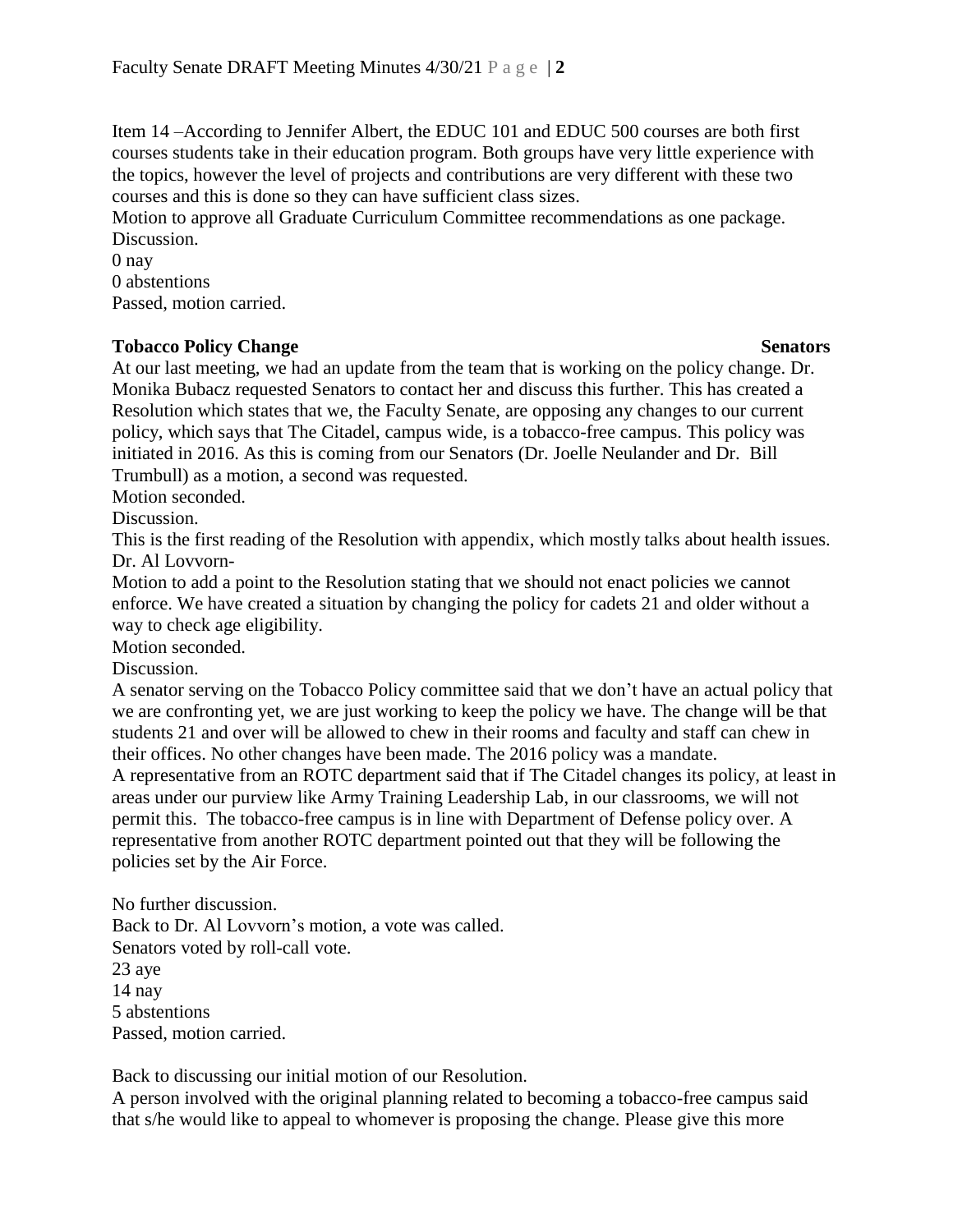Item 14 –According to Jennifer Albert, the EDUC 101 and EDUC 500 courses are both first courses students take in their education program. Both groups have very little experience with the topics, however the level of projects and contributions are very different with these two courses and this is done so they can have sufficient class sizes.
Motion to approve all Graduate Curriculum Committee recommendations as one package.
Discussion.
0 nay
0 abstentions
Passed, motion carried.

**Tobacco Policy Change** **Senators**

At our last meeting, we had an update from the team that is working on the policy change. Dr. Monika Bubacz requested Senators to contact her and discuss this further. This has created a Resolution which states that we, the Faculty Senate, are opposing any changes to our current policy, which says that The Citadel, campus wide, is a tobacco-free campus. This policy was initiated in 2016. As this is coming from our Senators (Dr. Joelle Neulander and Dr. Bill Trumbull) as a motion, a second was requested.
Motion seconded.
Discussion.
This is the first reading of the Resolution with appendix, which mostly talks about health issues.
Dr. Al Lovvorn-
Motion to add a point to the Resolution stating that we should not enact policies we cannot enforce. We have created a situation by changing the policy for cadets 21 and older without a way to check age eligibility.
Motion seconded.
Discussion.
A senator serving on the Tobacco Policy committee said that we don't have an actual policy that we are confronting yet, we are just working to keep the policy we have. The change will be that students 21 and over will be allowed to chew in their rooms and faculty and staff can chew in their offices. No other changes have been made. The 2016 policy was a mandate.
A representative from an ROTC department said that if The Citadel changes its policy, at least in areas under our purview like Army Training Leadership Lab, in our classrooms, we will not permit this. The tobacco-free campus is in line with Department of Defense policy over. A representative from another ROTC department pointed out that they will be following the policies set by the Air Force.

No further discussion.
Back to Dr. Al Lovvorn's motion, a vote was called.
Senators voted by roll-call vote.
23 aye
14 nay
5 abstentions
Passed, motion carried.

Back to discussing our initial motion of our Resolution.
A person involved with the original planning related to becoming a tobacco-free campus said that s/he would like to appeal to whomever is proposing the change. Please give this more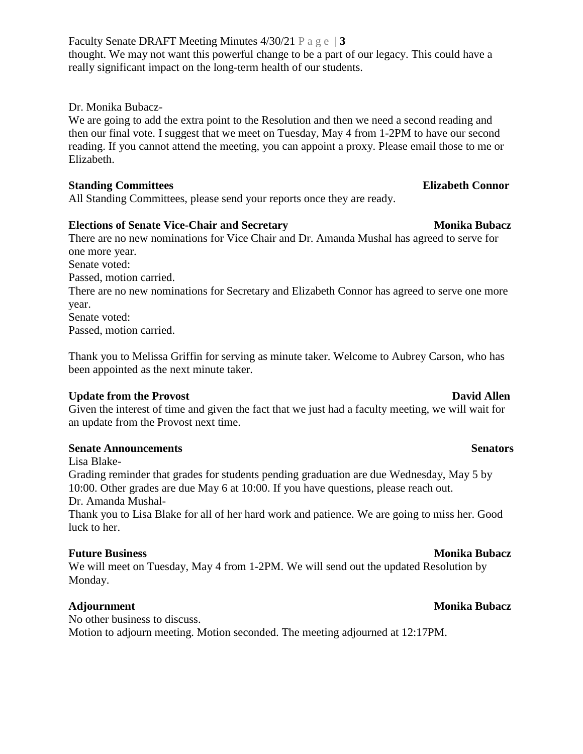thought. We may not want this powerful change to be a part of our legacy. This could have a really significant impact on the long-term health of our students.

Dr. Monika Bubacz-

We are going to add the extra point to the Resolution and then we need a second reading and then our final vote. I suggest that we meet on Tuesday, May 4 from 1-2PM to have our second reading. If you cannot attend the meeting, you can appoint a proxy. Please email those to me or Elizabeth.

**Standing Committees** **Elizabeth Connor**

All Standing Committees, please send your reports once they are ready.

**Elections of Senate Vice-Chair and Secretary** **Monika Bubacz**

There are no new nominations for Vice Chair and Dr. Amanda Mushal has agreed to serve for one more year.

Senate voted:

Passed, motion carried.

There are no new nominations for Secretary and Elizabeth Connor has agreed to serve one more year.

Senate voted:

Passed, motion carried.

Thank you to Melissa Griffin for serving as minute taker. Welcome to Aubrey Carson, who has been appointed as the next minute taker.

**Update from the Provost** **David Allen**

Given the interest of time and given the fact that we just had a faculty meeting, we will wait for an update from the Provost next time.

**Senate Announcements** **Senators**

Lisa Blake-

Grading reminder that grades for students pending graduation are due Wednesday, May 5 by 10:00. Other grades are due May 6 at 10:00. If you have questions, please reach out.

Dr. Amanda Mushal-

Thank you to Lisa Blake for all of her hard work and patience. We are going to miss her. Good luck to her.

**Future Business** **Monika Bubacz**

We will meet on Tuesday, May 4 from 1-2PM. We will send out the updated Resolution by Monday.

**Adjournment** **Monika Bubacz**

No other business to discuss.

Motion to adjourn meeting. Motion seconded. The meeting adjourned at 12:17PM.